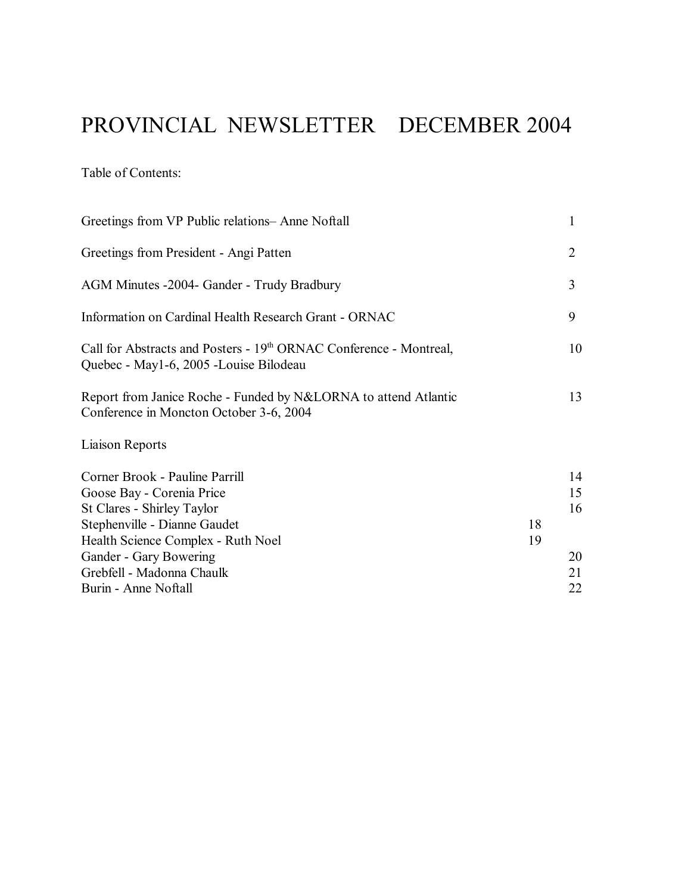# PROVINCIAL NEWSLETTER DECEMBER 2004

Table of Contents:

| | |
|---|---|
| Greetings from VP Public relations– Anne Noftall | 1 |
| Greetings from President - Angi Patten | 2 |
| AGM Minutes -2004- Gander - Trudy Bradbury | 3 |
| Information on Cardinal Health Research Grant - ORNAC | 9 |
| Call for Abstracts and Posters - 19th ORNAC Conference - Montreal, Quebec - May1-6, 2005 -Louise Bilodeau | 10 |
| Report from Janice Roche - Funded by N&LORNA to attend Atlantic Conference in Moncton October 3-6, 2004 | 13 |

Liaison Reports

| | |
|---|---|
| Corner Brook - Pauline Parrill | 14 |
| Goose Bay - Corenia Price | 15 |
| St Clares - Shirley Taylor | 16 |
| Stephenville - Dianne Gaudet | 18 |
| Health Science Complex - Ruth Noel | 19 |
| Gander - Gary Bowering | 20 |
| Grebfell - Madonna Chaulk | 21 |
| Burin - Anne Noftall | 22 |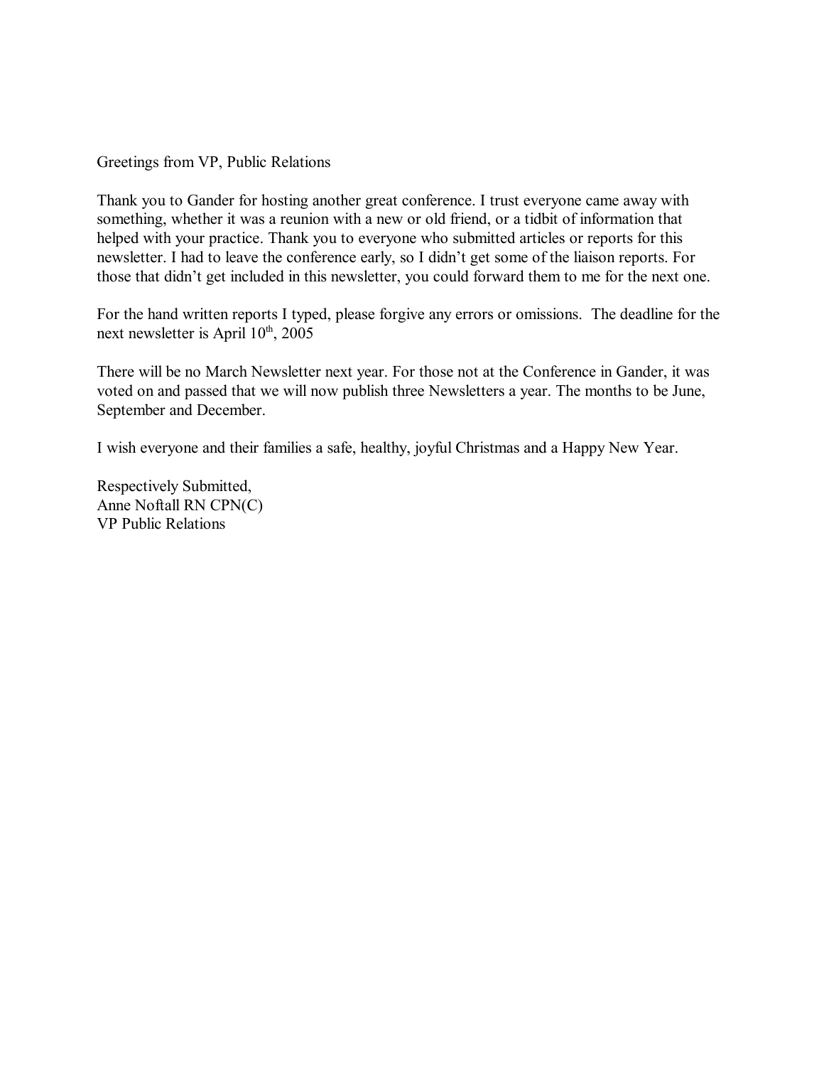## Greetings from VP, Public Relations

Thank you to Gander for hosting another great conference. I trust everyone came away with something, whether it was a reunion with a new or old friend, or a tidbit of information that helped with your practice. Thank you to everyone who submitted articles or reports for this newsletter. I had to leave the conference early, so I didn't get some of the liaison reports. For those that didn't get included in this newsletter, you could forward them to me for the next one.

For the hand written reports I typed, please forgive any errors or omissions. The deadline for the next newsletter is April 10th, 2005

There will be no March Newsletter next year. For those not at the Conference in Gander, it was voted on and passed that we will now publish three Newsletters a year. The months to be June, September and December.

I wish everyone and their families a safe, healthy, joyful Christmas and a Happy New Year.

Respectively Submitted,  
Anne Noftall RN CPN(C)  
VP Public Relations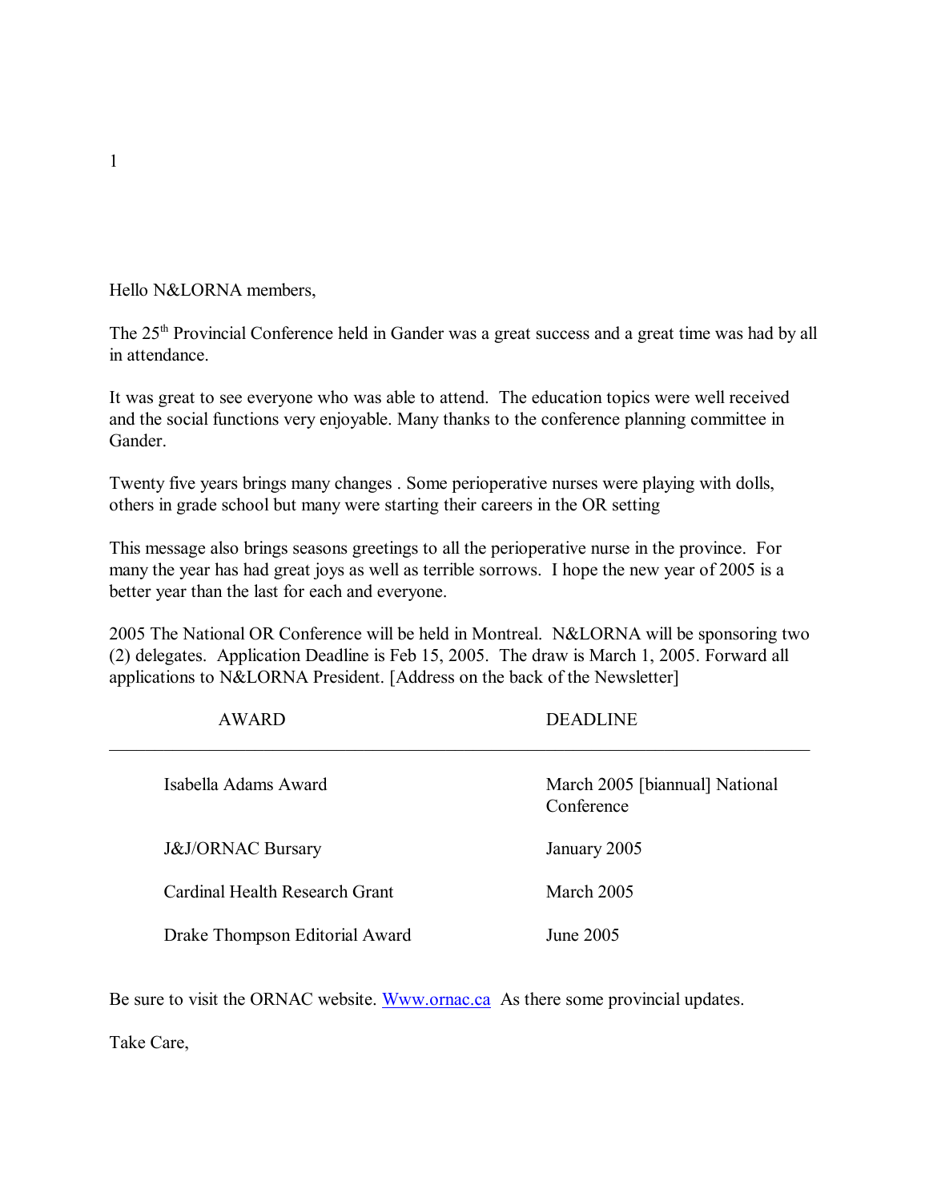Hello N&LORNA members,

The 25th Provincial Conference held in Gander was a great success and a great time was had by all in attendance.

It was great to see everyone who was able to attend. The education topics were well received and the social functions very enjoyable. Many thanks to the conference planning committee in Gander.

Twenty five years brings many changes . Some perioperative nurses were playing with dolls, others in grade school but many were starting their careers in the OR setting

This message also brings seasons greetings to all the perioperative nurse in the province. For many the year has had great joys as well as terrible sorrows. I hope the new year of 2005 is a better year than the last for each and everyone.

2005 The National OR Conference will be held in Montreal. N&LORNA will be sponsoring two (2) delegates. Application Deadline is Feb 15, 2005. The draw is March 1, 2005. Forward all applications to N&LORNA President. [Address on the back of the Newsletter]

| AWARD | DEADLINE |
|---|---|
| Isabella Adams Award | March 2005 [biannual] National Conference |
| J&J/ORNAC Bursary | January 2005 |
| Cardinal Health Research Grant | March 2005 |
| Drake Thompson Editorial Award | June 2005 |

Be sure to visit the ORNAC website. [Www.ornac.ca](http://www.ornac.ca) As there some provincial updates.

Take Care,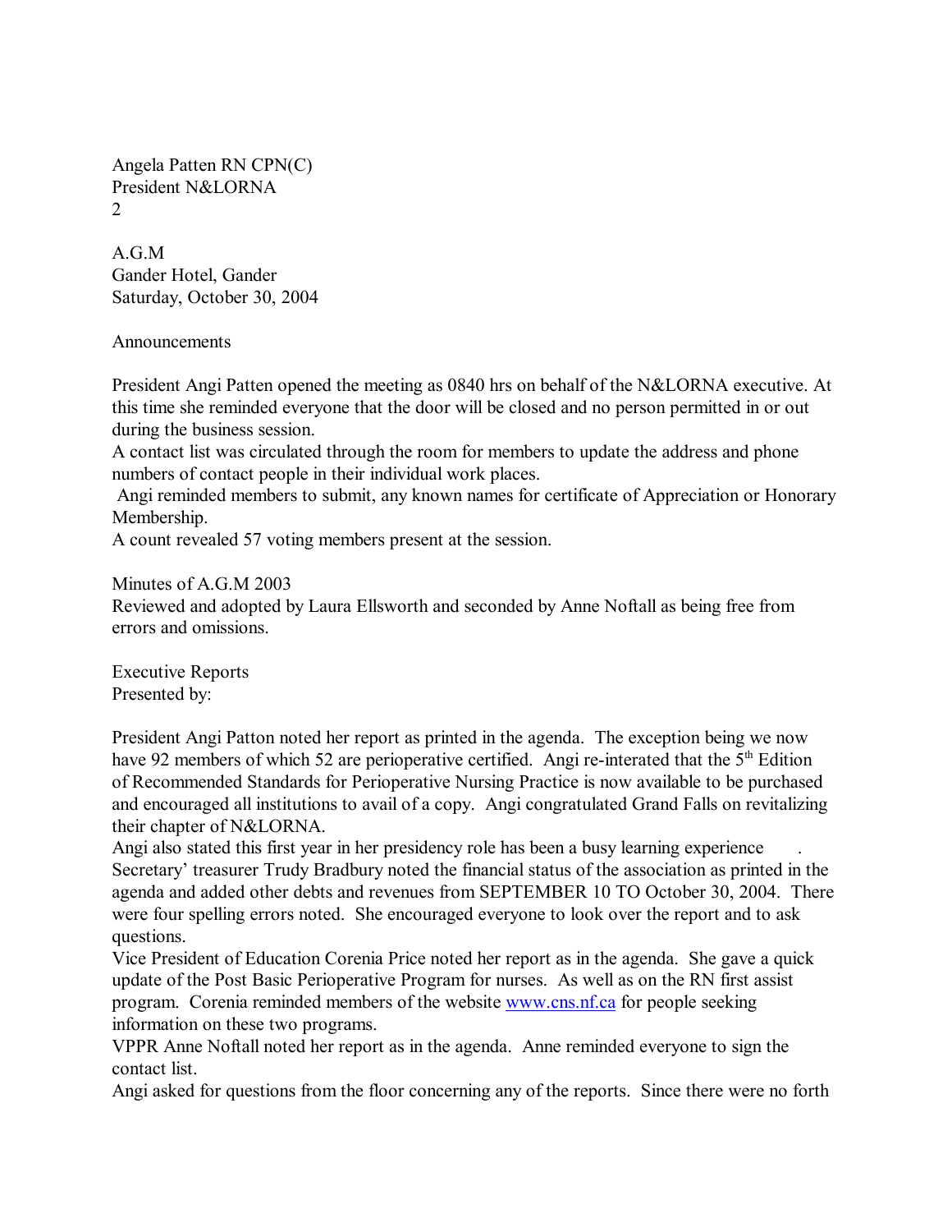Angela Patten RN CPN(C)
President N&LORNA
2

A.G.M
Gander Hotel, Gander
Saturday, October 30, 2004

Announcements

President Angi Patten opened the meeting as 0840 hrs on behalf of the N&LORNA executive. At this time she reminded everyone that the door will be closed and no person permitted in or out during the business session.
A contact list was circulated through the room for members to update the address and phone numbers of contact people in their individual work places.
Angi reminded members to submit, any known names for certificate of Appreciation or Honorary Membership.
A count revealed 57 voting members present at the session.

Minutes of A.G.M 2003
Reviewed and adopted by Laura Ellsworth and seconded by Anne Noftall as being free from errors and omissions.

Executive Reports
Presented by:

President Angi Patton noted her report as printed in the agenda. The exception being we now have 92 members of which 52 are perioperative certified. Angi re-interated that the 5th Edition of Recommended Standards for Perioperative Nursing Practice is now available to be purchased and encouraged all institutions to avail of a copy. Angi congratulated Grand Falls on revitalizing their chapter of N&LORNA.
Angi also stated this first year in her presidency role has been a busy learning experience .
Secretary' treasurer Trudy Bradbury noted the financial status of the association as printed in the agenda and added other debts and revenues from SEPTEMBER 10 TO October 30, 2004. There were four spelling errors noted. She encouraged everyone to look over the report and to ask questions.
Vice President of Education Corenia Price noted her report as in the agenda. She gave a quick update of the Post Basic Perioperative Program for nurses. As well as on the RN first assist program. Corenia reminded members of the website www.cns.nf.ca for people seeking information on these two programs.
VPPR Anne Noftall noted her report as in the agenda. Anne reminded everyone to sign the contact list.
Angi asked for questions from the floor concerning any of the reports. Since there were no forth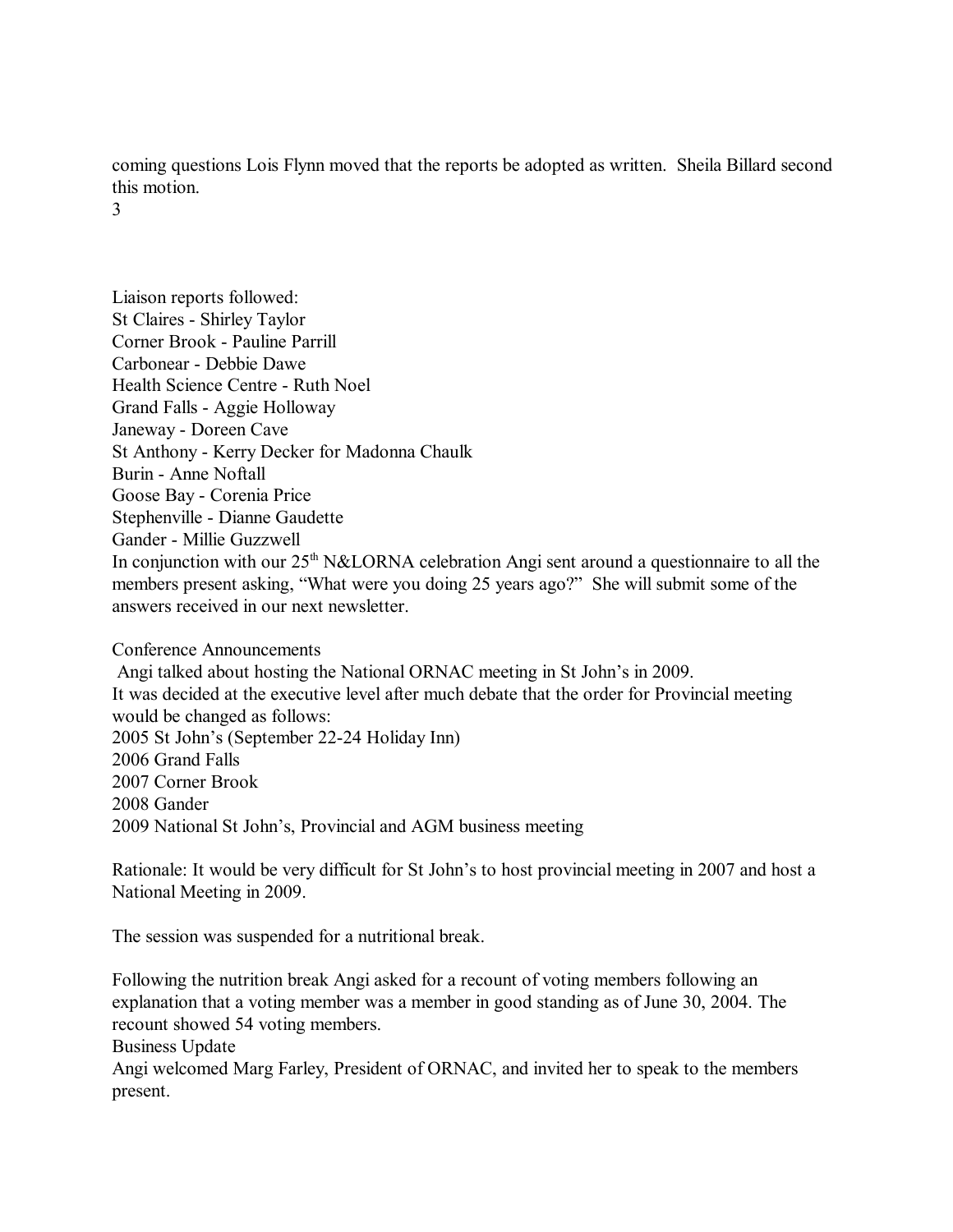coming questions Lois Flynn moved that the reports be adopted as written. Sheila Billard second this motion.

Liaison reports followed:
St Claires - Shirley Taylor
Corner Brook - Pauline Parrill
Carbonear - Debbie Dawe
Health Science Centre - Ruth Noel
Grand Falls - Aggie Holloway
Janeway - Doreen Cave
St Anthony - Kerry Decker for Madonna Chaulk
Burin - Anne Noftall
Goose Bay - Corenia Price
Stephenville - Dianne Gaudette
Gander - Millie Guzzwell
In conjunction with our 25th N&LORNA celebration Angi sent around a questionnaire to all the members present asking, "What were you doing 25 years ago?" She will submit some of the answers received in our next newsletter.

Conference Announcements
Angi talked about hosting the National ORNAC meeting in St John's in 2009.
It was decided at the executive level after much debate that the order for Provincial meeting would be changed as follows:
2005 St John's (September 22-24 Holiday Inn)
2006 Grand Falls
2007 Corner Brook
2008 Gander
2009 National St John's, Provincial and AGM business meeting

Rationale: It would be very difficult for St John's to host provincial meeting in 2007 and host a National Meeting in 2009.

The session was suspended for a nutritional break.

Following the nutrition break Angi asked for a recount of voting members following an explanation that a voting member was a member in good standing as of June 30, 2004. The recount showed 54 voting members.
Business Update
Angi welcomed Marg Farley, President of ORNAC, and invited her to speak to the members present.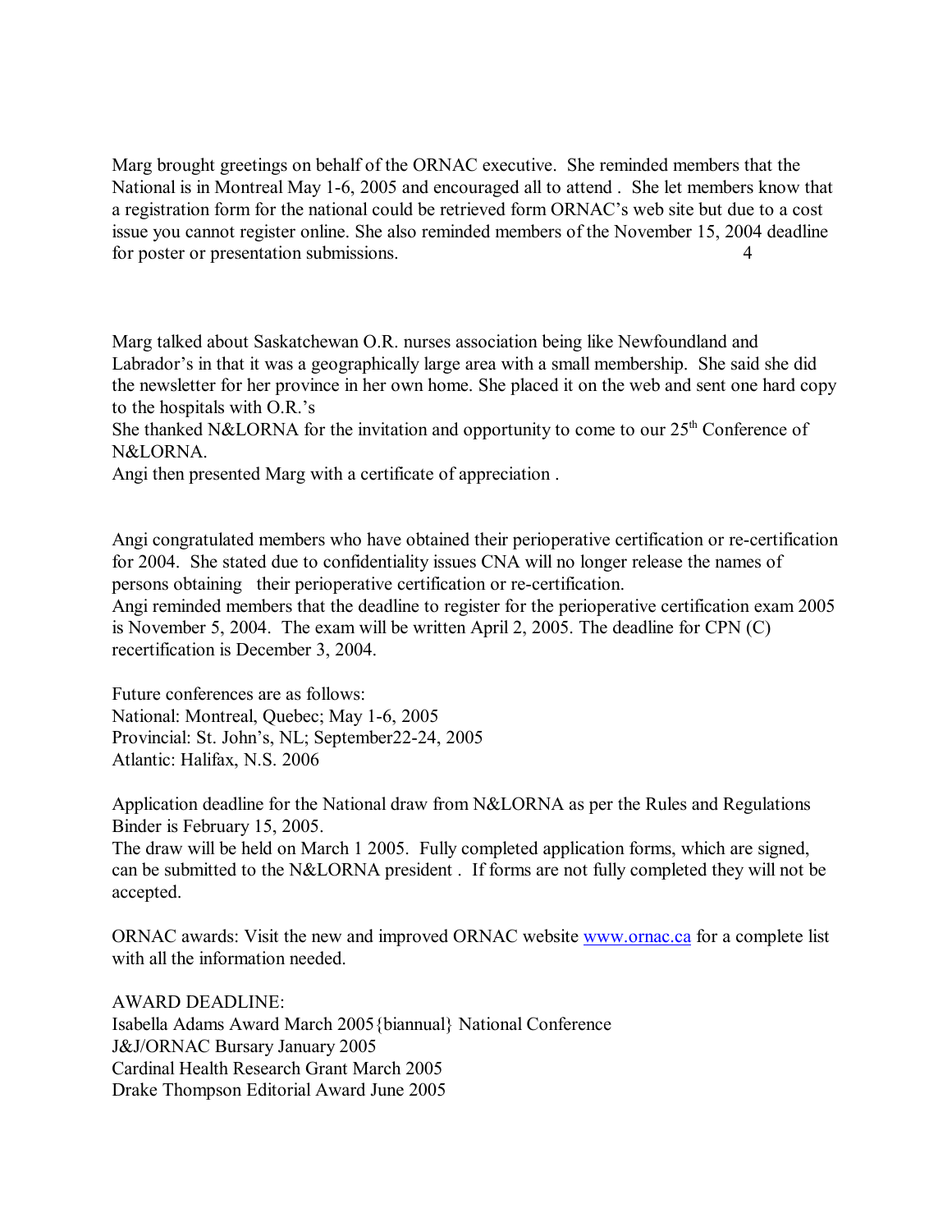Marg brought greetings on behalf of the ORNAC executive. She reminded members that the National is in Montreal May 1-6, 2005 and encouraged all to attend . She let members know that a registration form for the national could be retrieved form ORNAC's web site but due to a cost issue you cannot register online. She also reminded members of the November 15, 2004 deadline for poster or presentation submissions.

Marg talked about Saskatchewan O.R. nurses association being like Newfoundland and Labrador's in that it was a geographically large area with a small membership. She said she did the newsletter for her province in her own home. She placed it on the web and sent one hard copy to the hospitals with O.R.'s
She thanked N&LORNA for the invitation and opportunity to come to our 25th Conference of N&LORNA.
Angi then presented Marg with a certificate of appreciation .

Angi congratulated members who have obtained their perioperative certification or re-certification for 2004. She stated due to confidentiality issues CNA will no longer release the names of persons obtaining their perioperative certification or re-certification.
Angi reminded members that the deadline to register for the perioperative certification exam 2005 is November 5, 2004. The exam will be written April 2, 2005. The deadline for CPN (C) recertification is December 3, 2004.

Future conferences are as follows:
National: Montreal, Quebec; May 1-6, 2005
Provincial: St. John's, NL; September22-24, 2005
Atlantic: Halifax, N.S. 2006

Application deadline for the National draw from N&LORNA as per the Rules and Regulations Binder is February 15, 2005.
The draw will be held on March 1 2005. Fully completed application forms, which are signed, can be submitted to the N&LORNA president . If forms are not fully completed they will not be accepted.

ORNAC awards: Visit the new and improved ORNAC website [www.ornac.ca](http://www.ornac.ca) for a complete list with all the information needed.

AWARD DEADLINE:
Isabella Adams Award March 2005{biannual} National Conference
J&J/ORNAC Bursary January 2005
Cardinal Health Research Grant March 2005
Drake Thompson Editorial Award June 2005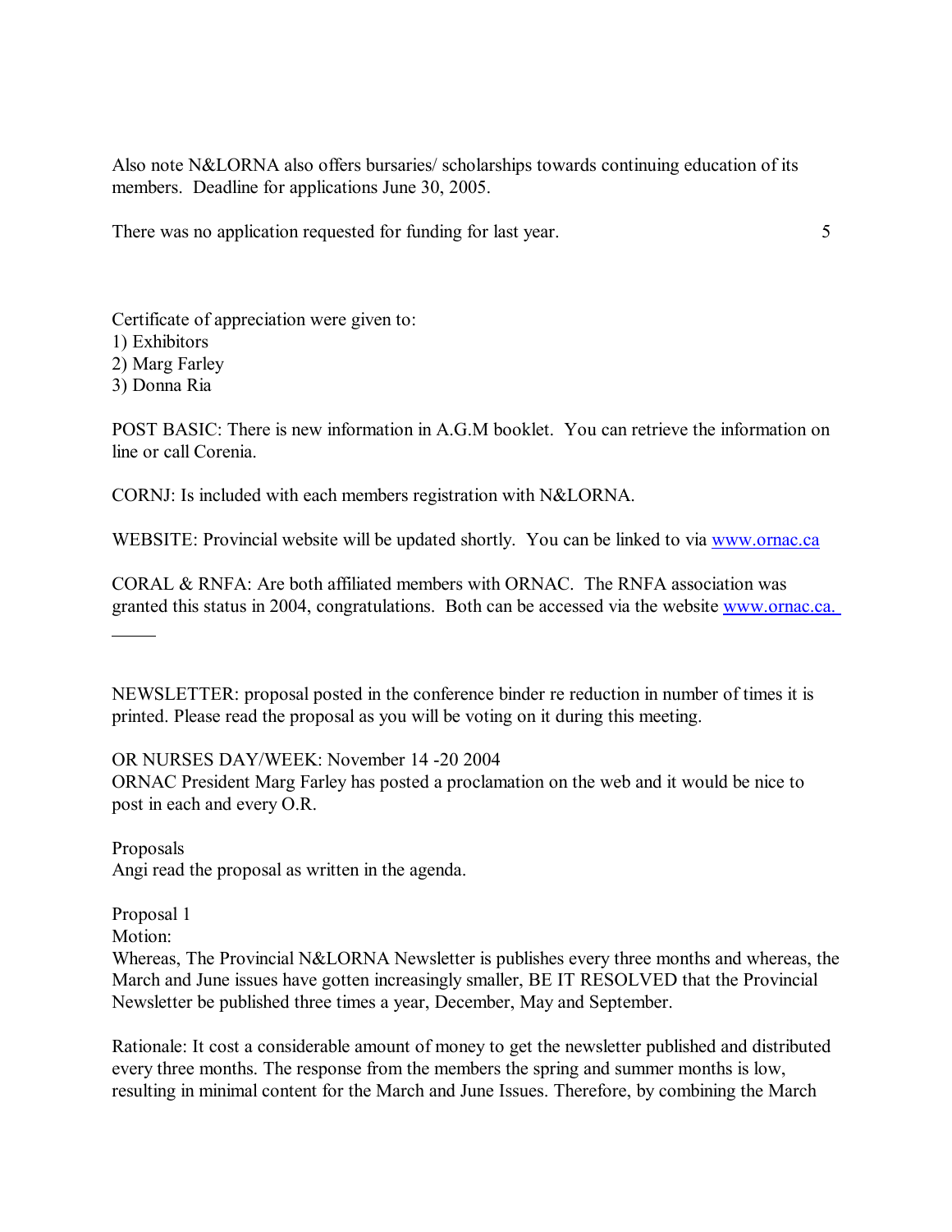Also note N&LORNA also offers bursaries/ scholarships towards continuing education of its members. Deadline for applications June 30, 2005.

There was no application requested for funding for last year. 5

Certificate of appreciation were given to:
1) Exhibitors
2) Marg Farley
3) Donna Ria

POST BASIC: There is new information in A.G.M booklet. You can retrieve the information on line or call Corenia.

CORNJ: Is included with each members registration with N&LORNA.

WEBSITE: Provincial website will be updated shortly. You can be linked to via www.ornac.ca

CORAL & RNFA: Are both affiliated members with ORNAC. The RNFA association was granted this status in 2004, congratulations. Both can be accessed via the website www.ornac.ca.

NEWSLETTER: proposal posted in the conference binder re reduction in number of times it is printed. Please read the proposal as you will be voting on it during this meeting.

OR NURSES DAY/WEEK: November 14 -20 2004
ORNAC President Marg Farley has posted a proclamation on the web and it would be nice to post in each and every O.R.

Proposals
Angi read the proposal as written in the agenda.

Proposal 1
Motion:
Whereas, The Provincial N&LORNA Newsletter is publishes every three months and whereas, the March and June issues have gotten increasingly smaller, BE IT RESOLVED that the Provincial Newsletter be published three times a year, December, May and September.

Rationale: It cost a considerable amount of money to get the newsletter published and distributed every three months. The response from the members the spring and summer months is low, resulting in minimal content for the March and June Issues. Therefore, by combining the March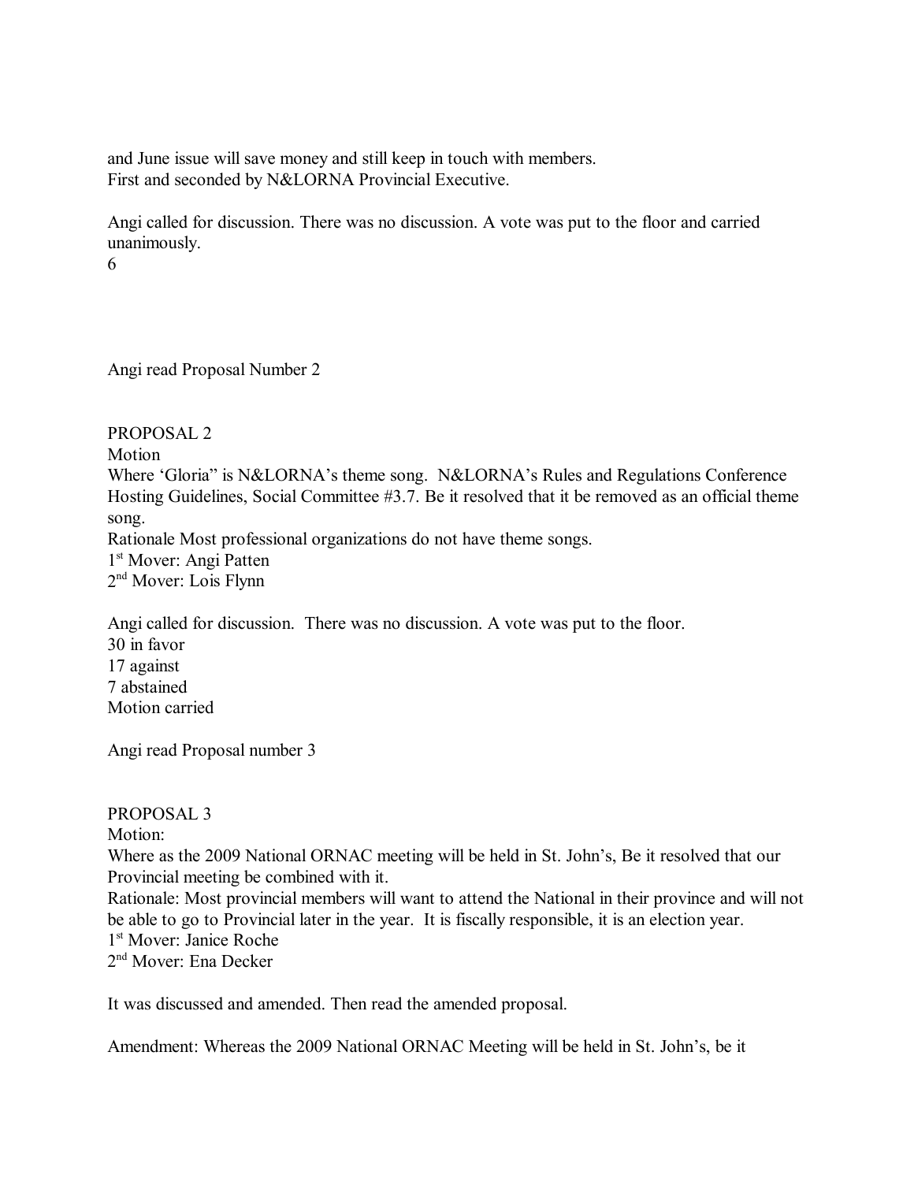and June issue will save money and still keep in touch with members.
First and seconded by N&LORNA Provincial Executive.

Angi called for discussion. There was no discussion. A vote was put to the floor and carried unanimously.

Angi read Proposal Number 2

PROPOSAL 2
Motion
Where 'Gloria" is N&LORNA's theme song. N&LORNA's Rules and Regulations Conference Hosting Guidelines, Social Committee #3.7. Be it resolved that it be removed as an official theme song.
Rationale Most professional organizations do not have theme songs.
1st Mover: Angi Patten
2nd Mover: Lois Flynn

Angi called for discussion. There was no discussion. A vote was put to the floor.
30 in favor
17 against
7 abstained
Motion carried

Angi read Proposal number 3

PROPOSAL 3
Motion:
Where as the 2009 National ORNAC meeting will be held in St. John's, Be it resolved that our Provincial meeting be combined with it.
Rationale: Most provincial members will want to attend the National in their province and will not be able to go to Provincial later in the year. It is fiscally responsible, it is an election year.
1st Mover: Janice Roche
2nd Mover: Ena Decker

It was discussed and amended. Then read the amended proposal.

Amendment: Whereas the 2009 National ORNAC Meeting will be held in St. John's, be it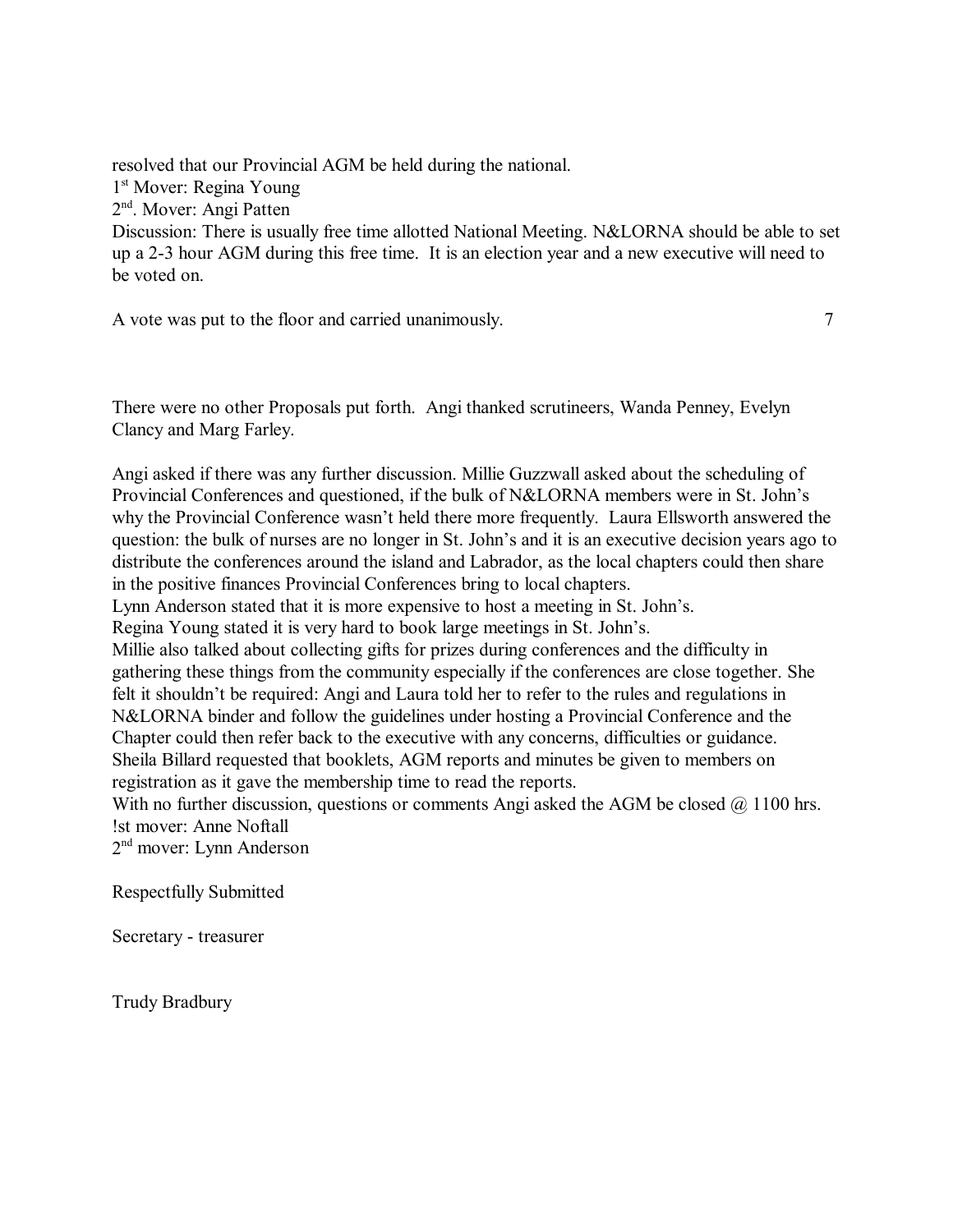resolved that our Provincial AGM be held during the national.

1st Mover: Regina Young

2nd. Mover: Angi Patten

Discussion: There is usually free time allotted National Meeting. N&LORNA should be able to set up a 2-3 hour AGM during this free time. It is an election year and a new executive will need to be voted on.

A vote was put to the floor and carried unanimously.

There were no other Proposals put forth. Angi thanked scrutineers, Wanda Penney, Evelyn Clancy and Marg Farley.

Angi asked if there was any further discussion. Millie Guzzwall asked about the scheduling of Provincial Conferences and questioned, if the bulk of N&LORNA members were in St. John's why the Provincial Conference wasn't held there more frequently. Laura Ellsworth answered the question: the bulk of nurses are no longer in St. John's and it is an executive decision years ago to distribute the conferences around the island and Labrador, as the local chapters could then share in the positive finances Provincial Conferences bring to local chapters.

Lynn Anderson stated that it is more expensive to host a meeting in St. John's.

Regina Young stated it is very hard to book large meetings in St. John's.

Millie also talked about collecting gifts for prizes during conferences and the difficulty in gathering these things from the community especially if the conferences are close together. She felt it shouldn't be required: Angi and Laura told her to refer to the rules and regulations in N&LORNA binder and follow the guidelines under hosting a Provincial Conference and the Chapter could then refer back to the executive with any concerns, difficulties or guidance.

Sheila Billard requested that booklets, AGM reports and minutes be given to members on registration as it gave the membership time to read the reports.

With no further discussion, questions or comments Angi asked the AGM be closed @ 1100 hrs.

!st mover: Anne Noftall

2nd mover: Lynn Anderson

Respectfully Submitted

Secretary - treasurer

Trudy Bradbury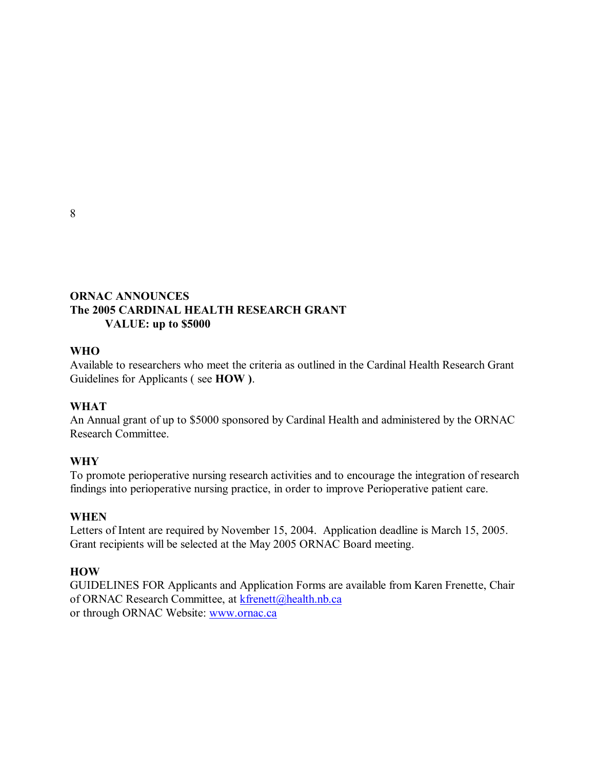**ORNAC ANNOUNCES**
**The 2005 CARDINAL HEALTH RESEARCH GRANT**
**VALUE: up to $5000**

**WHO**

Available to researchers who meet the criteria as outlined in the Cardinal Health Research Grant Guidelines for Applicants ( see **HOW )**.

**WHAT**

An Annual grant of up to $5000 sponsored by Cardinal Health and administered by the ORNAC Research Committee.

**WHY**

To promote perioperative nursing research activities and to encourage the integration of research findings into perioperative nursing practice, in order to improve Perioperative patient care.

**WHEN**

Letters of Intent are required by November 15, 2004. Application deadline is March 15, 2005. Grant recipients will be selected at the May 2005 ORNAC Board meeting.

**HOW**

GUIDELINES FOR Applicants and Application Forms are available from Karen Frenette, Chair of ORNAC Research Committee, at kfrenett@health.nb.ca
or through ORNAC Website: www.ornac.ca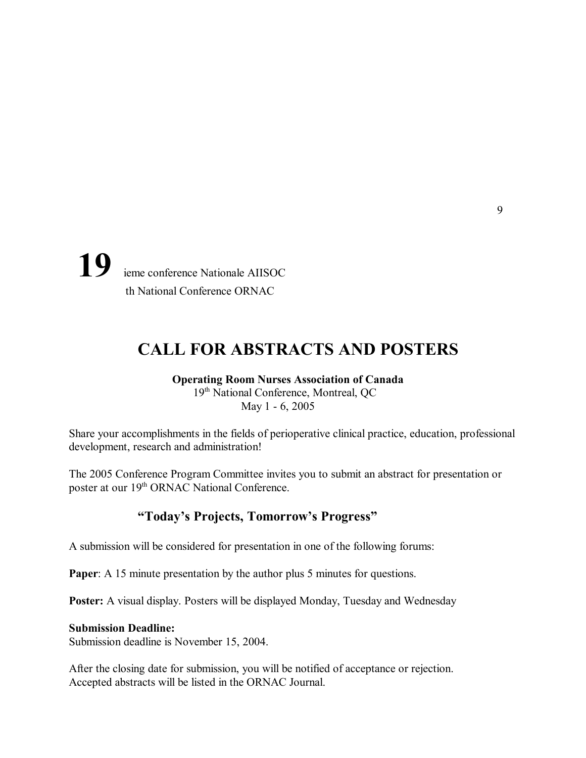**19** ieme conference Nationale AIISOC
th National Conference ORNAC

# CALL FOR ABSTRACTS AND POSTERS

**Operating Room Nurses Association of Canada**
19th National Conference, Montreal, QC
May 1 - 6, 2005

Share your accomplishments in the fields of perioperative clinical practice, education, professional development, research and administration!

The 2005 Conference Program Committee invites you to submit an abstract for presentation or poster at our 19th ORNAC National Conference.

### "Today's Projects, Tomorrow's Progress"

A submission will be considered for presentation in one of the following forums:

**Paper**: A 15 minute presentation by the author plus 5 minutes for questions.

**Poster:** A visual display. Posters will be displayed Monday, Tuesday and Wednesday

**Submission Deadline:**
Submission deadline is November 15, 2004.

After the closing date for submission, you will be notified of acceptance or rejection.
Accepted abstracts will be listed in the ORNAC Journal.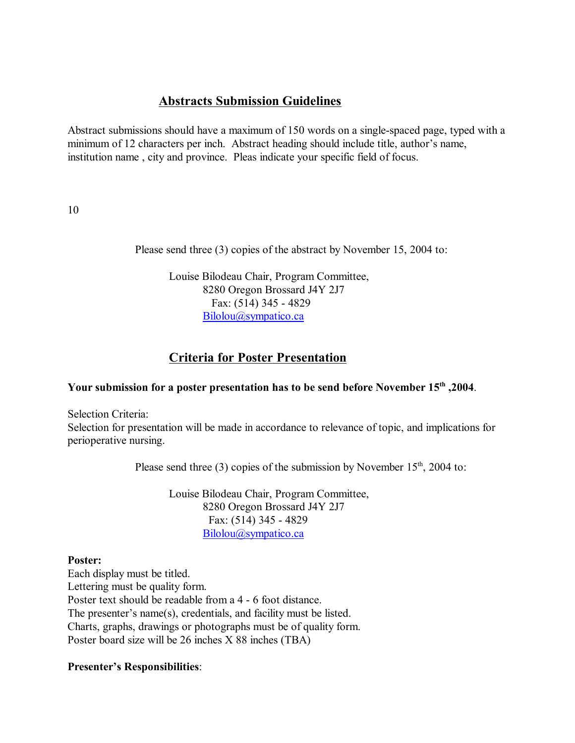## Abstracts Submission Guidelines

Abstract submissions should have a maximum of 150 words on a single-spaced page, typed with a minimum of 12 characters per inch. Abstract heading should include title, author's name, institution name , city and province. Pleas indicate your specific field of focus.

10

Please send three (3) copies of the abstract by November 15, 2004 to:

Louise Bilodeau Chair, Program Committee,
8280 Oregon Brossard J4Y 2J7
Fax: (514) 345 - 4829
Bilolou@sympatico.ca

## Criteria for Poster Presentation

**Your submission for a poster presentation has to be send before November 15th ,2004**.

Selection Criteria:
Selection for presentation will be made in accordance to relevance of topic, and implications for perioperative nursing.

Please send three (3) copies of the submission by November 15th, 2004 to:

Louise Bilodeau Chair, Program Committee,
8280 Oregon Brossard J4Y 2J7
Fax: (514) 345 - 4829
Bilolou@sympatico.ca

**Poster:**
Each display must be titled.
Lettering must be quality form.
Poster text should be readable from a 4 - 6 foot distance.
The presenter's name(s), credentials, and facility must be listed.
Charts, graphs, drawings or photographs must be of quality form.
Poster board size will be 26 inches X 88 inches (TBA)

**Presenter's Responsibilities**: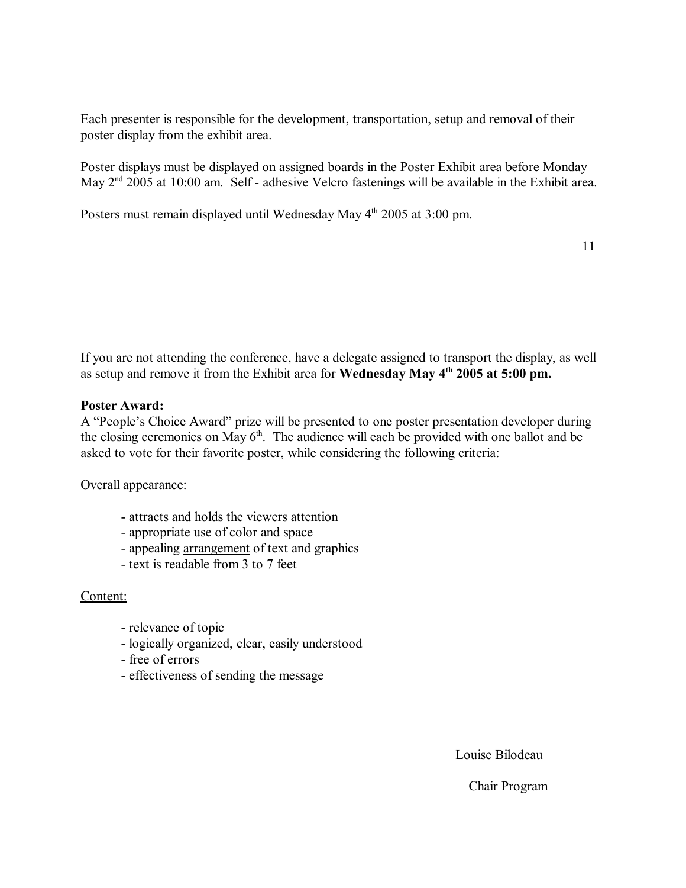Each presenter is responsible for the development, transportation, setup and removal of their poster display from the exhibit area.

Poster displays must be displayed on assigned boards in the Poster Exhibit area before Monday May 2nd 2005 at 10:00 am. Self - adhesive Velcro fastenings will be available in the Exhibit area.

Posters must remain displayed until Wednesday May 4th 2005 at 3:00 pm.

If you are not attending the conference, have a delegate assigned to transport the display, as well as setup and remove it from the Exhibit area for **Wednesday May 4th 2005 at 5:00 pm.**

**Poster Award:**
A "People's Choice Award" prize will be presented to one poster presentation developer during the closing ceremonies on May 6th. The audience will each be provided with one ballot and be asked to vote for their favorite poster, while considering the following criteria:

<u>Overall appearance:</u>

- attracts and holds the viewers attention
- appropriate use of color and space
- appealing <u>arrangement</u> of text and graphics
- text is readable from 3 to 7 feet

<u>Content:</u>

- relevance of topic
- logically organized, clear, easily understood
- free of errors
- effectiveness of sending the message

Louise Bilodeau

Chair Program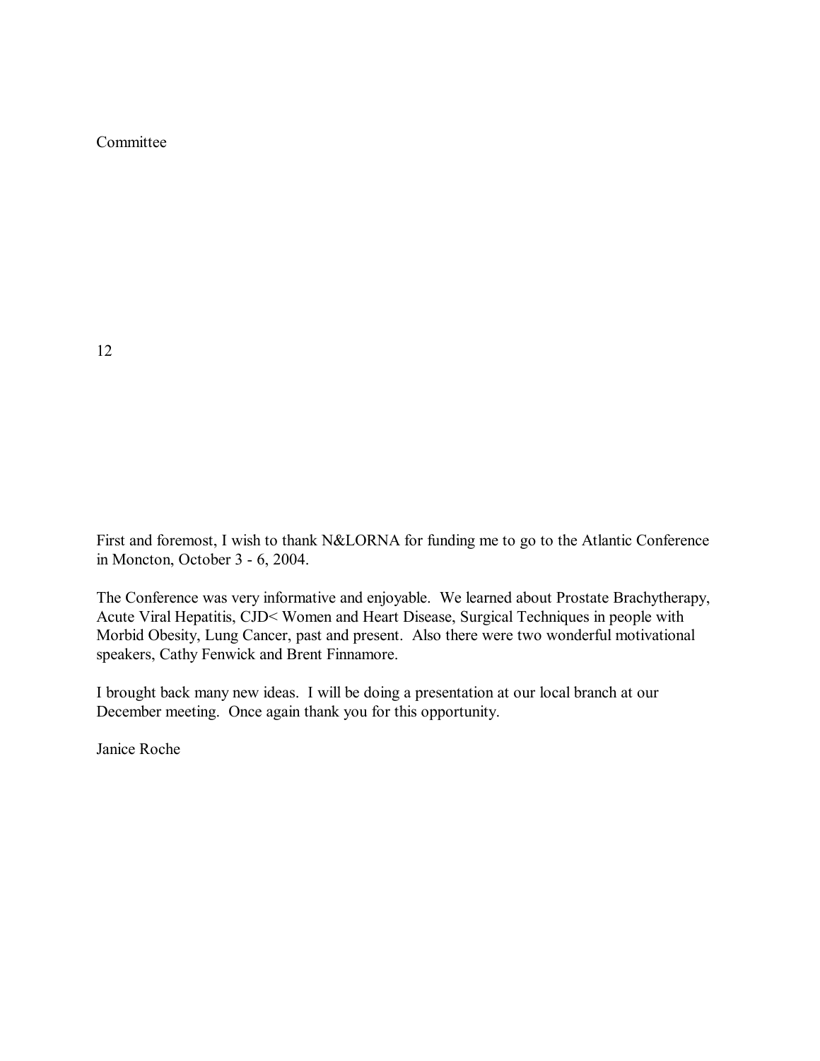Committee

12

First and foremost, I wish to thank N&LORNA for funding me to go to the Atlantic Conference in Moncton, October 3 - 6, 2004.

The Conference was very informative and enjoyable. We learned about Prostate Brachytherapy, Acute Viral Hepatitis, CJD< Women and Heart Disease, Surgical Techniques in people with Morbid Obesity, Lung Cancer, past and present. Also there were two wonderful motivational speakers, Cathy Fenwick and Brent Finnamore.

I brought back many new ideas. I will be doing a presentation at our local branch at our December meeting. Once again thank you for this opportunity.

Janice Roche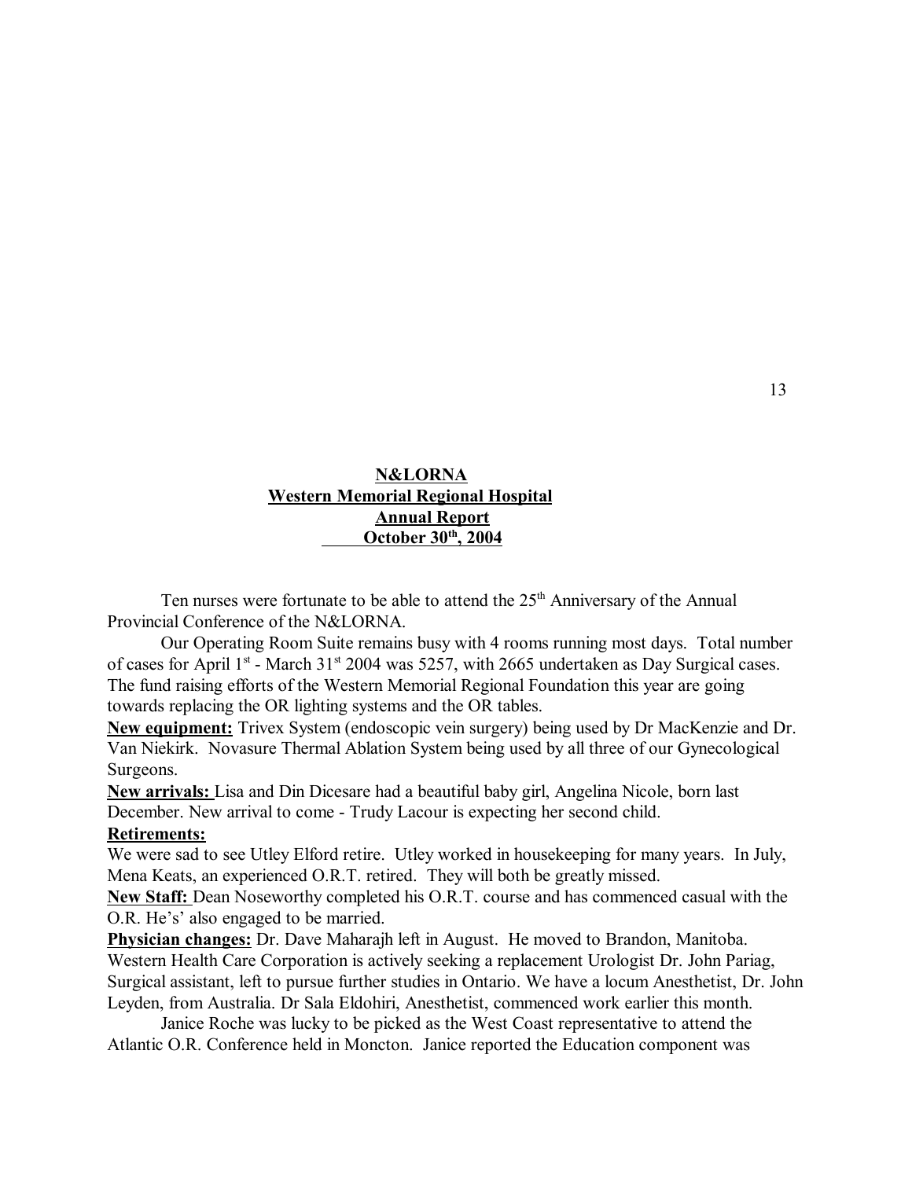**N&LORNA**
**Western Memorial Regional Hospital**
**Annual Report**
**October 30th, 2004**

Ten nurses were fortunate to be able to attend the 25th Anniversary of the Annual Provincial Conference of the N&LORNA.

Our Operating Room Suite remains busy with 4 rooms running most days. Total number of cases for April 1st - March 31st 2004 was 5257, with 2665 undertaken as Day Surgical cases. The fund raising efforts of the Western Memorial Regional Foundation this year are going towards replacing the OR lighting systems and the OR tables.

**New equipment:** Trivex System (endoscopic vein surgery) being used by Dr MacKenzie and Dr. Van Niekirk. Novasure Thermal Ablation System being used by all three of our Gynecological Surgeons.

**New arrivals:** Lisa and Din Dicesare had a beautiful baby girl, Angelina Nicole, born last December. New arrival to come - Trudy Lacour is expecting her second child.

**Retirements:**

We were sad to see Utley Elford retire. Utley worked in housekeeping for many years. In July, Mena Keats, an experienced O.R.T. retired. They will both be greatly missed.

**New Staff:** Dean Noseworthy completed his O.R.T. course and has commenced casual with the O.R. He's' also engaged to be married.

**Physician changes:** Dr. Dave Maharajh left in August. He moved to Brandon, Manitoba. Western Health Care Corporation is actively seeking a replacement Urologist Dr. John Pariag, Surgical assistant, left to pursue further studies in Ontario. We have a locum Anesthetist, Dr. John Leyden, from Australia. Dr Sala Eldohiri, Anesthetist, commenced work earlier this month.

Janice Roche was lucky to be picked as the West Coast representative to attend the Atlantic O.R. Conference held in Moncton. Janice reported the Education component was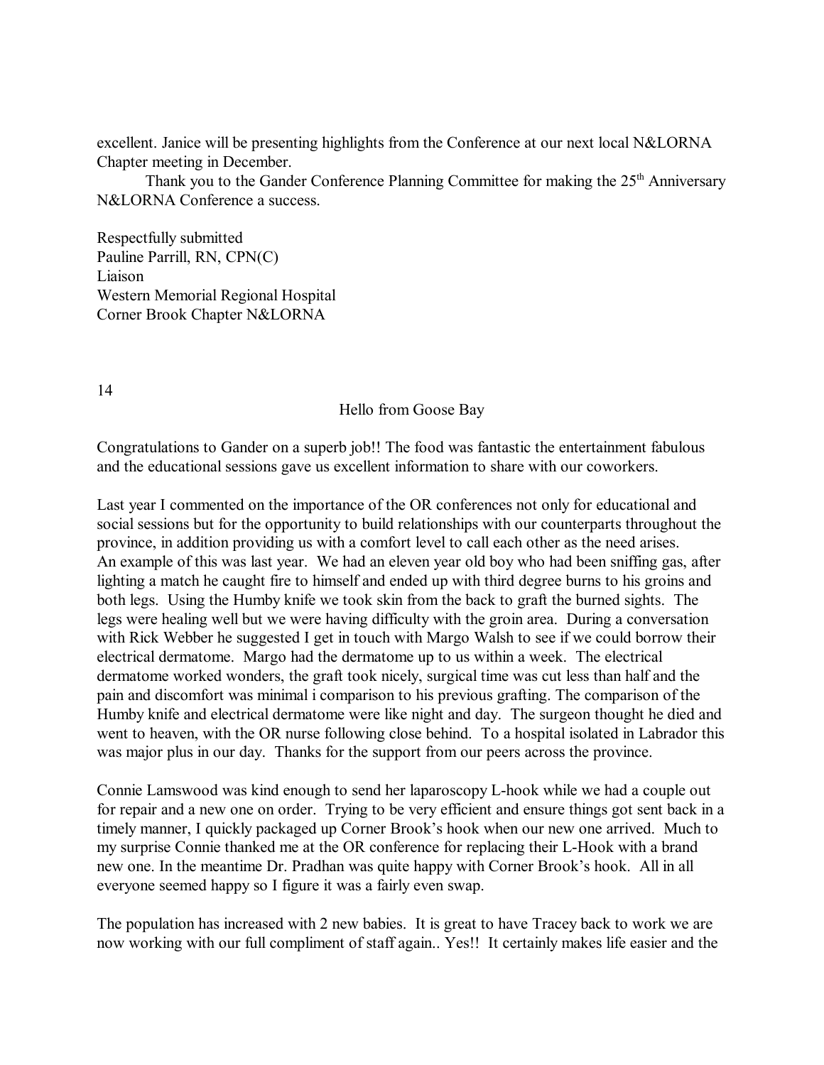excellent. Janice will be presenting highlights from the Conference at our next local N&LORNA Chapter meeting in December.

Thank you to the Gander Conference Planning Committee for making the 25th Anniversary N&LORNA Conference a success.

Respectfully submitted
Pauline Parrill, RN, CPN(C)
Liaison
Western Memorial Regional Hospital
Corner Brook Chapter N&LORNA

14

## Hello from Goose Bay

Congratulations to Gander on a superb job!! The food was fantastic the entertainment fabulous and the educational sessions gave us excellent information to share with our coworkers.

Last year I commented on the importance of the OR conferences not only for educational and social sessions but for the opportunity to build relationships with our counterparts throughout the province, in addition providing us with a comfort level to call each other as the need arises. An example of this was last year. We had an eleven year old boy who had been sniffing gas, after lighting a match he caught fire to himself and ended up with third degree burns to his groins and both legs. Using the Humby knife we took skin from the back to graft the burned sights. The legs were healing well but we were having difficulty with the groin area. During a conversation with Rick Webber he suggested I get in touch with Margo Walsh to see if we could borrow their electrical dermatome. Margo had the dermatome up to us within a week. The electrical dermatome worked wonders, the graft took nicely, surgical time was cut less than half and the pain and discomfort was minimal i comparison to his previous grafting. The comparison of the Humby knife and electrical dermatome were like night and day. The surgeon thought he died and went to heaven, with the OR nurse following close behind. To a hospital isolated in Labrador this was major plus in our day. Thanks for the support from our peers across the province.

Connie Lamswood was kind enough to send her laparoscopy L-hook while we had a couple out for repair and a new one on order. Trying to be very efficient and ensure things got sent back in a timely manner, I quickly packaged up Corner Brook's hook when our new one arrived. Much to my surprise Connie thanked me at the OR conference for replacing their L-Hook with a brand new one. In the meantime Dr. Pradhan was quite happy with Corner Brook's hook. All in all everyone seemed happy so I figure it was a fairly even swap.

The population has increased with 2 new babies. It is great to have Tracey back to work we are now working with our full compliment of staff again.. Yes!! It certainly makes life easier and the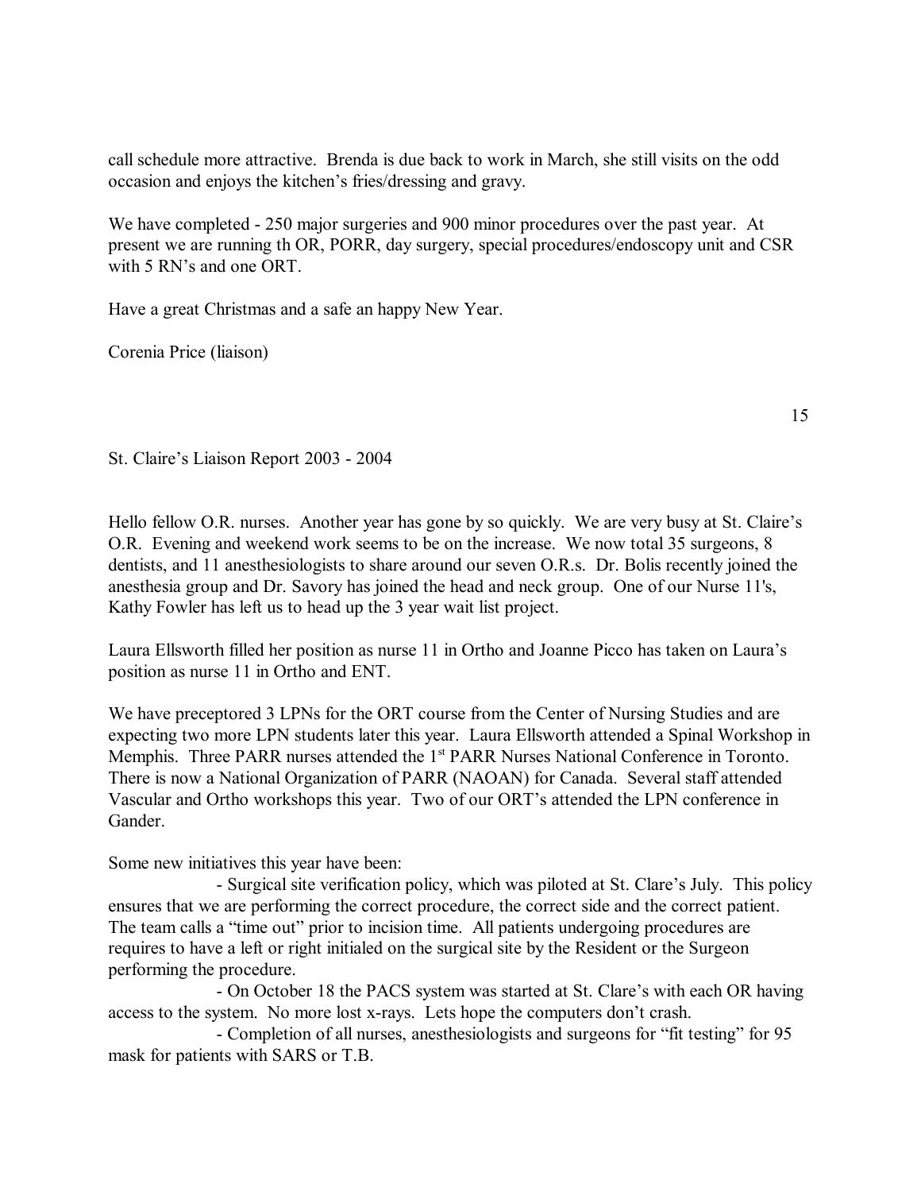call schedule more attractive. Brenda is due back to work in March, she still visits on the odd occasion and enjoys the kitchen's fries/dressing and gravy.

We have completed - 250 major surgeries and 900 minor procedures over the past year. At present we are running th OR, PORR, day surgery, special procedures/endoscopy unit and CSR with 5 RN's and one ORT.

Have a great Christmas and a safe an happy New Year.

Corenia Price (liaison)

St. Claire's Liaison Report 2003 - 2004

Hello fellow O.R. nurses. Another year has gone by so quickly. We are very busy at St. Claire's O.R. Evening and weekend work seems to be on the increase. We now total 35 surgeons, 8 dentists, and 11 anesthesiologists to share around our seven O.R.s. Dr. Bolis recently joined the anesthesia group and Dr. Savory has joined the head and neck group. One of our Nurse 11's, Kathy Fowler has left us to head up the 3 year wait list project.

Laura Ellsworth filled her position as nurse 11 in Ortho and Joanne Picco has taken on Laura's position as nurse 11 in Ortho and ENT.

We have preceptored 3 LPNs for the ORT course from the Center of Nursing Studies and are expecting two more LPN students later this year. Laura Ellsworth attended a Spinal Workshop in Memphis. Three PARR nurses attended the 1st PARR Nurses National Conference in Toronto. There is now a National Organization of PARR (NAOAN) for Canada. Several staff attended Vascular and Ortho workshops this year. Two of our ORT's attended the LPN conference in Gander.

Some new initiatives this year have been:

- Surgical site verification policy, which was piloted at St. Clare's July. This policy ensures that we are performing the correct procedure, the correct side and the correct patient. The team calls a "time out" prior to incision time. All patients undergoing procedures are requires to have a left or right initialed on the surgical site by the Resident or the Surgeon performing the procedure.
- On October 18 the PACS system was started at St. Clare's with each OR having access to the system. No more lost x-rays. Lets hope the computers don't crash.
- Completion of all nurses, anesthesiologists and surgeons for "fit testing" for 95 mask for patients with SARS or T.B.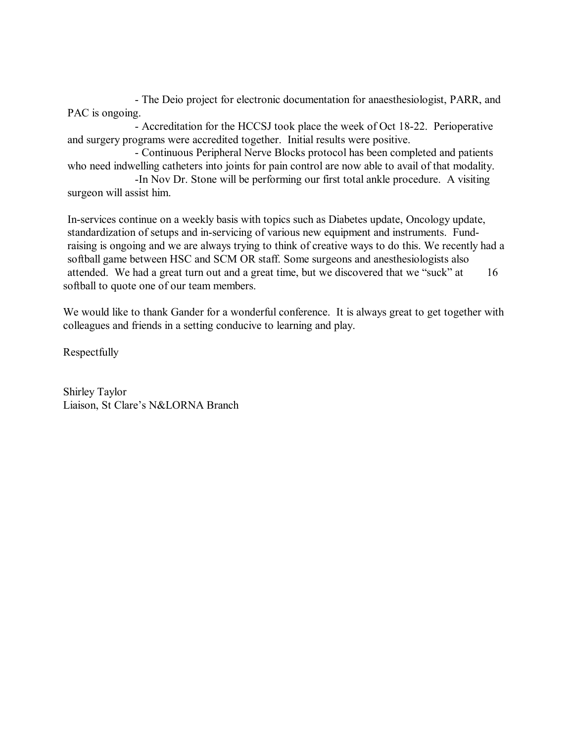- The Deio project for electronic documentation for anaesthesiologist, PARR, and PAC is ongoing.
- Accreditation for the HCCSJ took place the week of Oct 18-22. Perioperative and surgery programs were accredited together. Initial results were positive.
- Continuous Peripheral Nerve Blocks protocol has been completed and patients who need indwelling catheters into joints for pain control are now able to avail of that modality.
- In Nov Dr. Stone will be performing our first total ankle procedure. A visiting surgeon will assist him.

In-services continue on a weekly basis with topics such as Diabetes update, Oncology update, standardization of setups and in-servicing of various new equipment and instruments. Fund-raising is ongoing and we are always trying to think of creative ways to do this. We recently had a softball game between HSC and SCM OR staff. Some surgeons and anesthesiologists also attended. We had a great turn out and a great time, but we discovered that we "suck" at softball to quote one of our team members.

We would like to thank Gander for a wonderful conference. It is always great to get together with colleagues and friends in a setting conducive to learning and play.

Respectfully

Shirley Taylor
Liaison, St Clare's N&LORNA Branch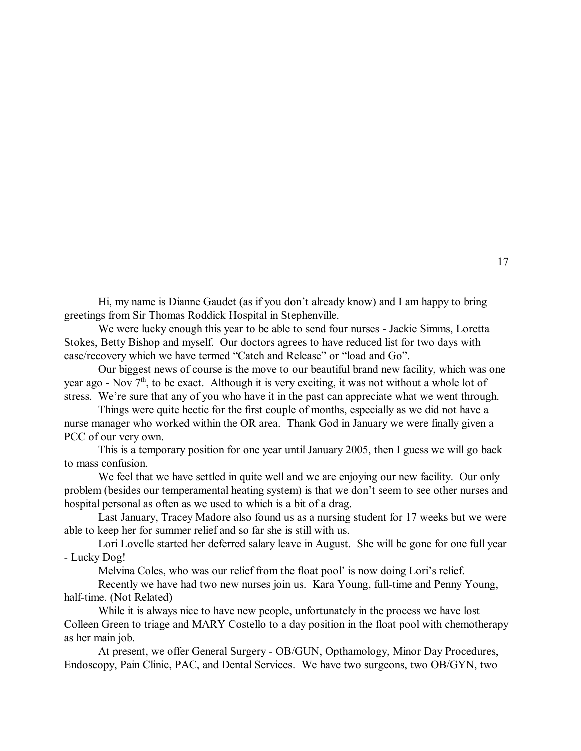Hi, my name is Dianne Gaudet (as if you don't already know) and I am happy to bring greetings from Sir Thomas Roddick Hospital in Stephenville.

We were lucky enough this year to be able to send four nurses - Jackie Simms, Loretta Stokes, Betty Bishop and myself. Our doctors agrees to have reduced list for two days with case/recovery which we have termed "Catch and Release" or "load and Go".

Our biggest news of course is the move to our beautiful brand new facility, which was one year ago - Nov 7th, to be exact. Although it is very exciting, it was not without a whole lot of stress. We're sure that any of you who have it in the past can appreciate what we went through.

Things were quite hectic for the first couple of months, especially as we did not have a nurse manager who worked within the OR area. Thank God in January we were finally given a PCC of our very own.

This is a temporary position for one year until January 2005, then I guess we will go back to mass confusion.

We feel that we have settled in quite well and we are enjoying our new facility. Our only problem (besides our temperamental heating system) is that we don't seem to see other nurses and hospital personal as often as we used to which is a bit of a drag.

Last January, Tracey Madore also found us as a nursing student for 17 weeks but we were able to keep her for summer relief and so far she is still with us.

Lori Lovelle started her deferred salary leave in August. She will be gone for one full year - Lucky Dog!

Melvina Coles, who was our relief from the float pool' is now doing Lori's relief.

Recently we have had two new nurses join us. Kara Young, full-time and Penny Young, half-time. (Not Related)

While it is always nice to have new people, unfortunately in the process we have lost Colleen Green to triage and MARY Costello to a day position in the float pool with chemotherapy as her main job.

At present, we offer General Surgery - OB/GUN, Opthamology, Minor Day Procedures, Endoscopy, Pain Clinic, PAC, and Dental Services. We have two surgeons, two OB/GYN, two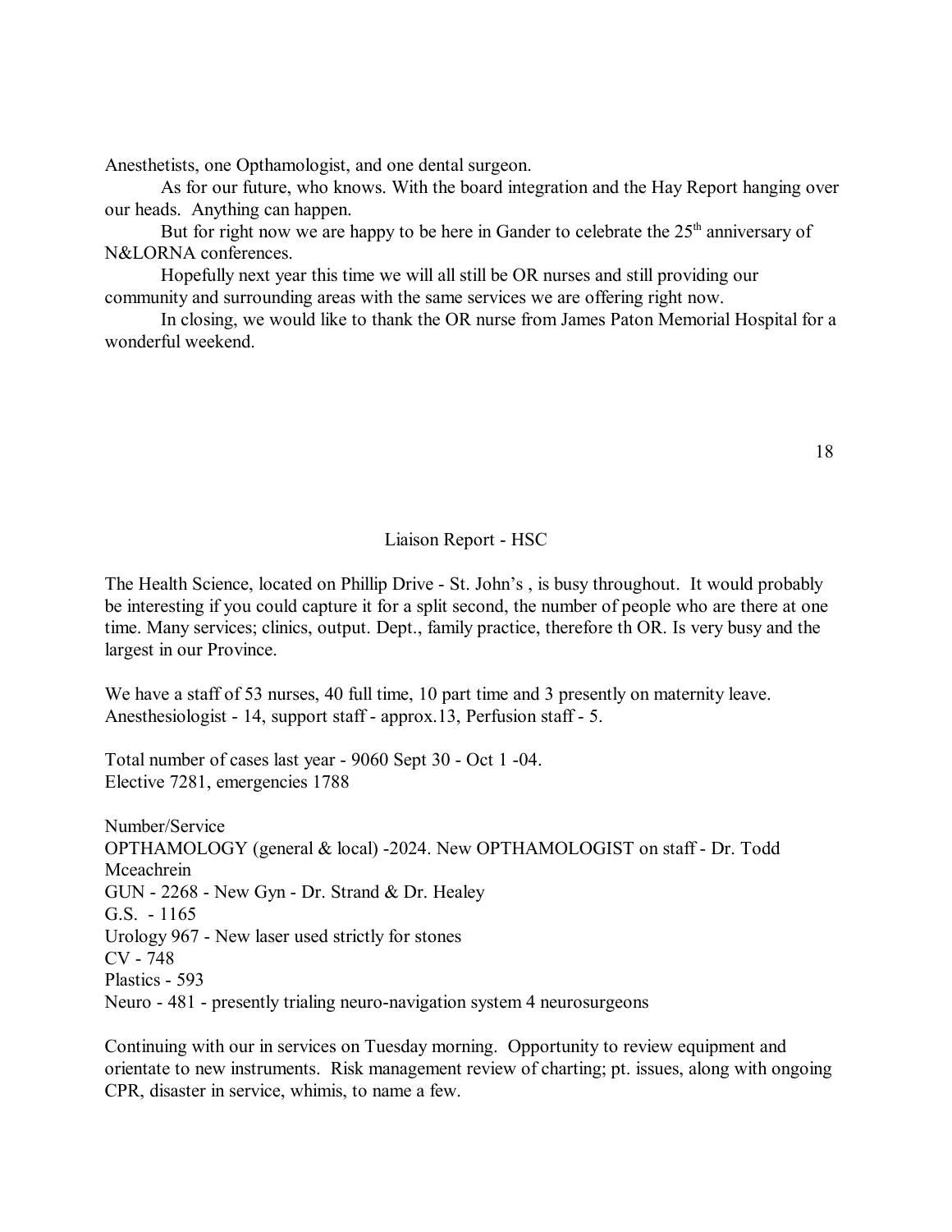Anesthetists, one Opthamologist, and one dental surgeon.

As for our future, who knows. With the board integration and the Hay Report hanging over our heads. Anything can happen.

But for right now we are happy to be here in Gander to celebrate the 25th anniversary of N&LORNA conferences.

Hopefully next year this time we will all still be OR nurses and still providing our community and surrounding areas with the same services we are offering right now.

In closing, we would like to thank the OR nurse from James Paton Memorial Hospital for a wonderful weekend.

## Liaison Report - HSC

The Health Science, located on Phillip Drive - St. John's , is busy throughout. It would probably be interesting if you could capture it for a split second, the number of people who are there at one time. Many services; clinics, output. Dept., family practice, therefore th OR. Is very busy and the largest in our Province.

We have a staff of 53 nurses, 40 full time, 10 part time and 3 presently on maternity leave. Anesthesiologist - 14, support staff - approx.13, Perfusion staff - 5.

Total number of cases last year - 9060 Sept 30 - Oct 1 -04.
Elective 7281, emergencies 1788

Number/Service
OPTHAMOLOGY (general & local) -2024. New OPTHAMOLOGIST on staff - Dr. Todd Mceachrein
GUN - 2268 - New Gyn - Dr. Strand & Dr. Healey
G.S. - 1165
Urology 967 - New laser used strictly for stones
CV - 748
Plastics - 593
Neuro - 481 - presently trialing neuro-navigation system 4 neurosurgeons

Continuing with our in services on Tuesday morning. Opportunity to review equipment and orientate to new instruments. Risk management review of charting; pt. issues, along with ongoing CPR, disaster in service, whimis, to name a few.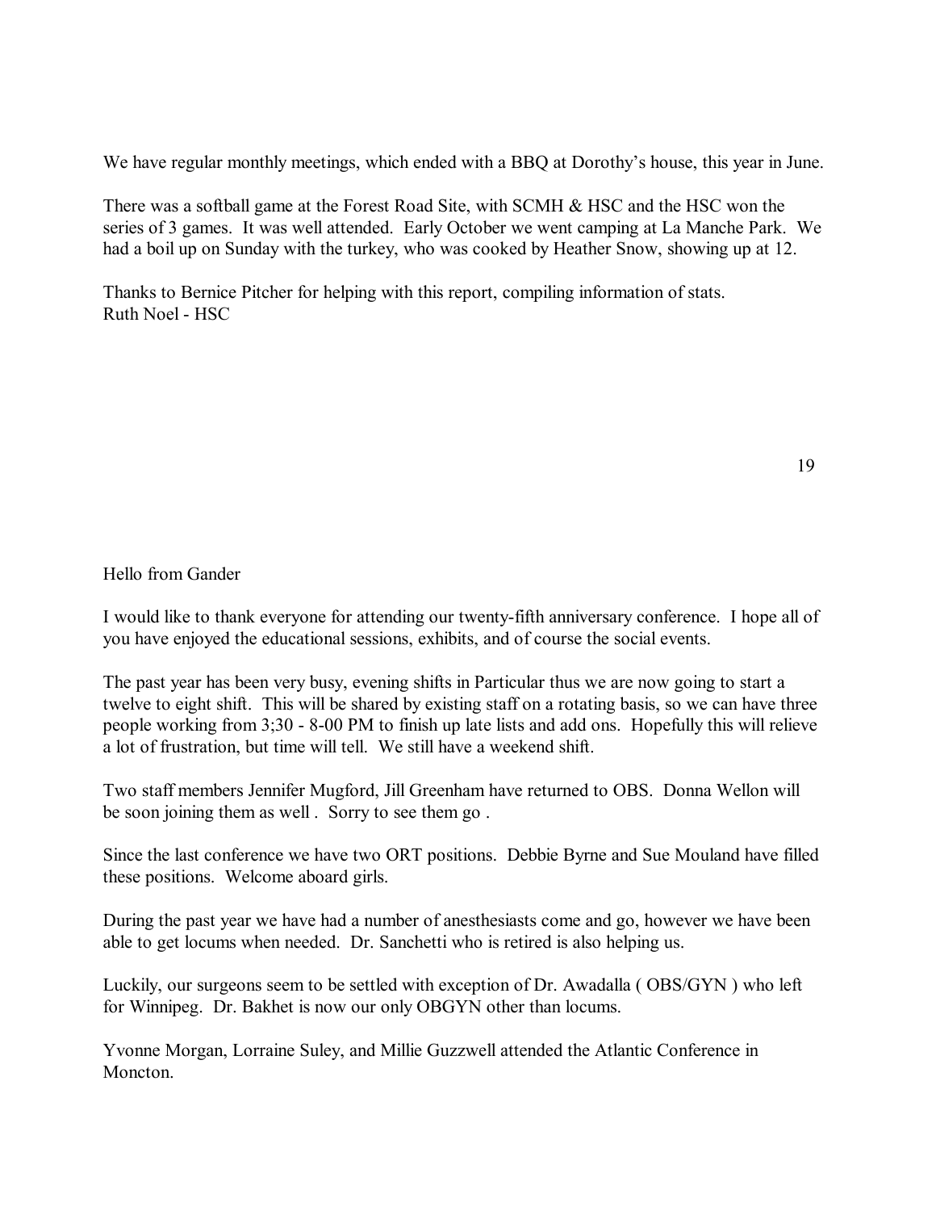We have regular monthly meetings, which ended with a BBQ at Dorothy's house, this year in June.

There was a softball game at the Forest Road Site, with SCMH & HSC and the HSC won the series of 3 games. It was well attended. Early October we went camping at La Manche Park. We had a boil up on Sunday with the turkey, who was cooked by Heather Snow, showing up at 12.

Thanks to Bernice Pitcher for helping with this report, compiling information of stats.
Ruth Noel - HSC

Hello from Gander

I would like to thank everyone for attending our twenty-fifth anniversary conference. I hope all of you have enjoyed the educational sessions, exhibits, and of course the social events.

The past year has been very busy, evening shifts in Particular thus we are now going to start a twelve to eight shift. This will be shared by existing staff on a rotating basis, so we can have three people working from 3;30 - 8-00 PM to finish up late lists and add ons. Hopefully this will relieve a lot of frustration, but time will tell. We still have a weekend shift.

Two staff members Jennifer Mugford, Jill Greenham have returned to OBS. Donna Wellon will be soon joining them as well . Sorry to see them go .

Since the last conference we have two ORT positions. Debbie Byrne and Sue Mouland have filled these positions. Welcome aboard girls.

During the past year we have had a number of anesthesiasts come and go, however we have been able to get locums when needed. Dr. Sanchetti who is retired is also helping us.

Luckily, our surgeons seem to be settled with exception of Dr. Awadalla ( OBS/GYN ) who left for Winnipeg. Dr. Bakhet is now our only OBGYN other than locums.

Yvonne Morgan, Lorraine Suley, and Millie Guzzwell attended the Atlantic Conference in Moncton.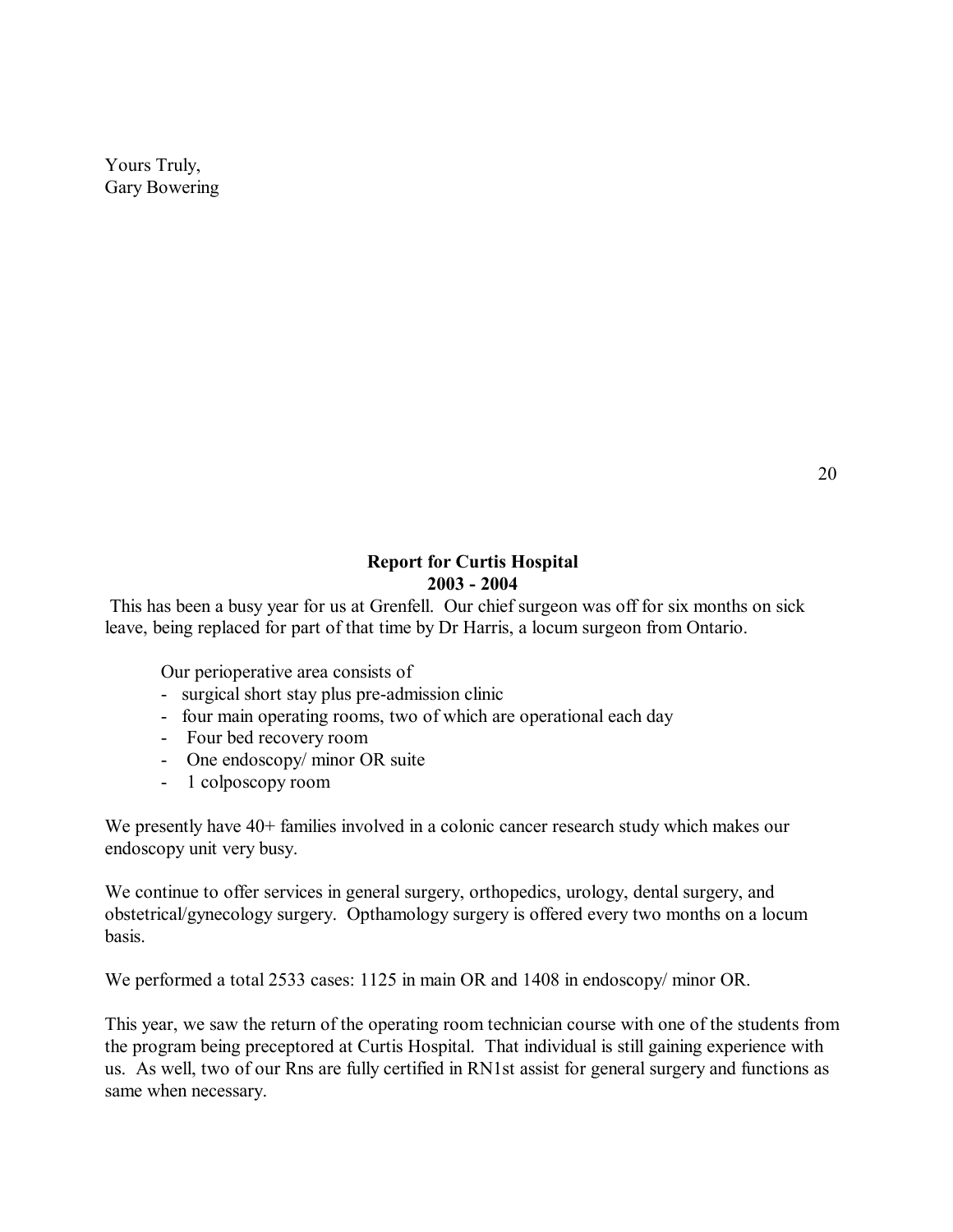Yours Truly,
Gary Bowering

## Report for Curtis Hospital
## 2003 - 2004

This has been a busy year for us at Grenfell. Our chief surgeon was off for six months on sick leave, being replaced for part of that time by Dr Harris, a locum surgeon from Ontario.

Our perioperative area consists of

- surgical short stay plus pre-admission clinic
- four main operating rooms, two of which are operational each day
- Four bed recovery room
- One endoscopy/ minor OR suite
- 1 colposcopy room

We presently have 40+ families involved in a colonic cancer research study which makes our endoscopy unit very busy.

We continue to offer services in general surgery, orthopedics, urology, dental surgery, and obstetrical/gynecology surgery. Opthamology surgery is offered every two months on a locum basis.

We performed a total 2533 cases: 1125 in main OR and 1408 in endoscopy/ minor OR.

This year, we saw the return of the operating room technician course with one of the students from the program being preceptored at Curtis Hospital. That individual is still gaining experience with us. As well, two of our Rns are fully certified in RN1st assist for general surgery and functions as same when necessary.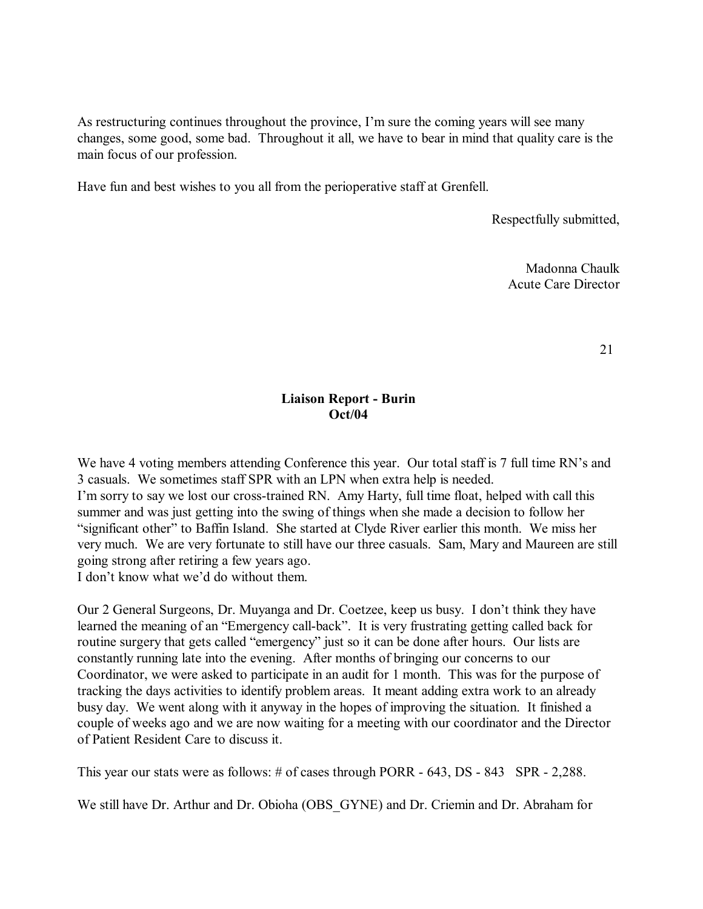As restructuring continues throughout the province, I'm sure the coming years will see many changes, some good, some bad. Throughout it all, we have to bear in mind that quality care is the main focus of our profession.

Have fun and best wishes to you all from the perioperative staff at Grenfell.

Respectfully submitted,

Madonna Chaulk
Acute Care Director

## Liaison Report - Burin
## Oct/04

We have 4 voting members attending Conference this year. Our total staff is 7 full time RN's and 3 casuals. We sometimes staff SPR with an LPN when extra help is needed.
I'm sorry to say we lost our cross-trained RN. Amy Harty, full time float, helped with call this summer and was just getting into the swing of things when she made a decision to follow her "significant other" to Baffin Island. She started at Clyde River earlier this month. We miss her very much. We are very fortunate to still have our three casuals. Sam, Mary and Maureen are still going strong after retiring a few years ago.
I don't know what we'd do without them.

Our 2 General Surgeons, Dr. Muyanga and Dr. Coetzee, keep us busy. I don't think they have learned the meaning of an "Emergency call-back". It is very frustrating getting called back for routine surgery that gets called "emergency" just so it can be done after hours. Our lists are constantly running late into the evening. After months of bringing our concerns to our Coordinator, we were asked to participate in an audit for 1 month. This was for the purpose of tracking the days activities to identify problem areas. It meant adding extra work to an already busy day. We went along with it anyway in the hopes of improving the situation. It finished a couple of weeks ago and we are now waiting for a meeting with our coordinator and the Director of Patient Resident Care to discuss it.

This year our stats were as follows: # of cases through PORR - 643, DS - 843 SPR - 2,288.

We still have Dr. Arthur and Dr. Obioha (OBS_GYNE) and Dr. Criemin and Dr. Abraham for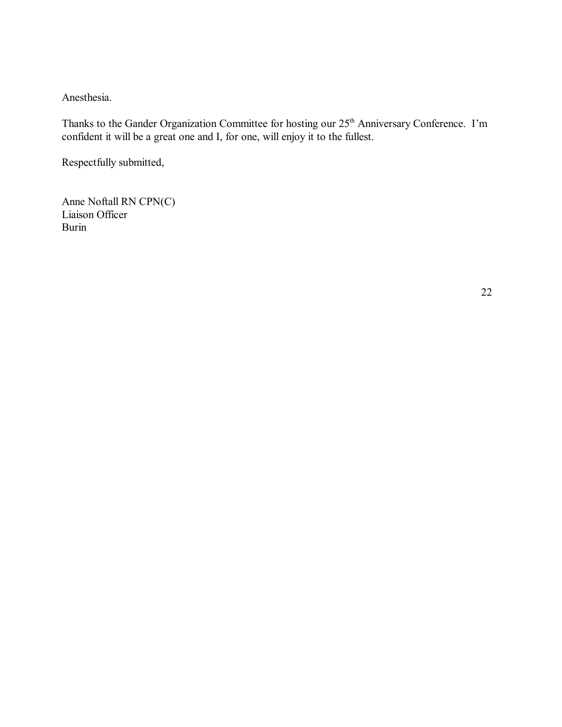Anesthesia.

Thanks to the Gander Organization Committee for hosting our 25th Anniversary Conference. I'm confident it will be a great one and I, for one, will enjoy it to the fullest.

Respectfully submitted,

Anne Noftall RN CPN(C)  
Liaison Officer  
Burin